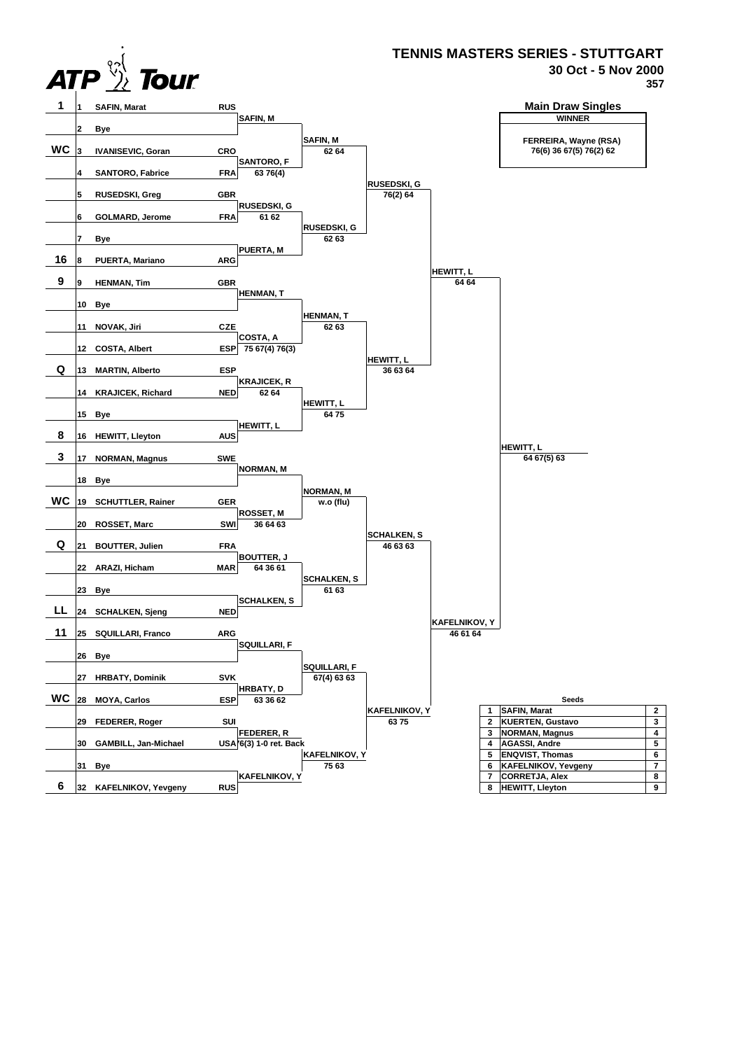# TENNIS MASTERS SERIES - STUTTGART

**30 Oct - 5 Nov 2000**

**357**

## Main Draw Singles

**WINNER**

**FERREIRA, Wayne (RSA)**
**76(6) 36 67(5) 76(2) 62**

| Seed | # | Player | Country | Round 2 | Round 3 | Quarterfinals | Semifinals | Final |
|---|---|---|---|---|---|---|---|---|
| 1 | 1 | SAFIN, Marat | RUS | SAFIN, M | SAFIN, M 62 64 | RUSEDSKI, G 76(2) 64 | HEWITT, L 64 64 | HEWITT, L 64 67(5) 63 |
| | 2 | Bye | | | | | | |
| WC | 3 | IVANISEVIC, Goran | CRO | SANTORO, F 63 76(4) | | | | |
| | 4 | SANTORO, Fabrice | FRA | | | | | |
| | 5 | RUSEDSKI, Greg | GBR | RUSEDSKI, G 61 62 | RUSEDSKI, G 62 63 | | | |
| | 6 | GOLMARD, Jerome | FRA | | | | | |
| | 7 | Bye | | PUERTA, M | | | | |
| 16 | 8 | PUERTA, Mariano | ARG | | | | | |
| 9 | 9 | HENMAN, Tim | GBR | HENMAN, T | HENMAN, T 62 63 | HEWITT, L 36 63 64 | | |
| | 10 | Bye | | | | | | |
| | 11 | NOVAK, Jiri | CZE | COSTA, A 75 67(4) 76(3) | | | | |
| | 12 | COSTA, Albert | ESP | | | | | |
| Q | 13 | MARTIN, Alberto | ESP | KRAJICEK, R 62 64 | HEWITT, L 64 75 | | | |
| | 14 | KRAJICEK, Richard | NED | | | | | |
| | 15 | Bye | | HEWITT, L | | | | |
| 8 | 16 | HEWITT, Lleyton | AUS | | | | | |
| 3 | 17 | NORMAN, Magnus | SWE | NORMAN, M | NORMAN, M w.o (flu) | SCHALKEN, S 46 63 63 | KAFELNIKOV, Y 46 61 64 | |
| | 18 | Bye | | | | | | |
| WC | 19 | SCHUTTLER, Rainer | GER | ROSSET, M 36 64 63 | | | | |
| | 20 | ROSSET, Marc | SWI | | | | | |
| Q | 21 | BOUTTER, Julien | FRA | BOUTTER, J 64 36 61 | SCHALKEN, S 61 63 | | | |
| | 22 | ARAZI, Hicham | MAR | | | | | |
| | 23 | Bye | | SCHALKEN, S | | | | |
| LL | 24 | SCHALKEN, Sjeng | NED | | | | | |
| 11 | 25 | SQUILLARI, Franco | ARG | SQUILLARI, F | SQUILLARI, F 67(4) 63 63 | KAFELNIKOV, Y 63 75 | | |
| | 26 | Bye | | | | | | |
| | 27 | HRBATY, Dominik | SVK | HRBATY, D 63 36 62 | | | | |
| WC | 28 | MOYA, Carlos | ESP | | | | | |
| | 29 | FEDERER, Roger | SUI | FEDERER, R 76(3) 1-0 ret. Back | KAFELNIKOV, Y 75 63 | | | |
| | 30 | GAMBILL, Jan-Michael | USA | | | | | |
| | 31 | Bye | | KAFELNIKOV, Y | | | | |
| 6 | 32 | KAFELNIKOV, Yevgeny | RUS | | | | | |

**Seeds**

| Seed | Player | |
|---|---|---|
| 1 | SAFIN, Marat | 2 |
| 2 | KUERTEN, Gustavo | 3 |
| 3 | NORMAN, Magnus | 4 |
| 4 | AGASSI, Andre | 5 |
| 5 | ENQVIST, Thomas | 6 |
| 6 | KAFELNIKOV, Yevgeny | 7 |
| 7 | CORRETJA, Alex | 8 |
| 8 | HEWITT, Lleyton | 9 |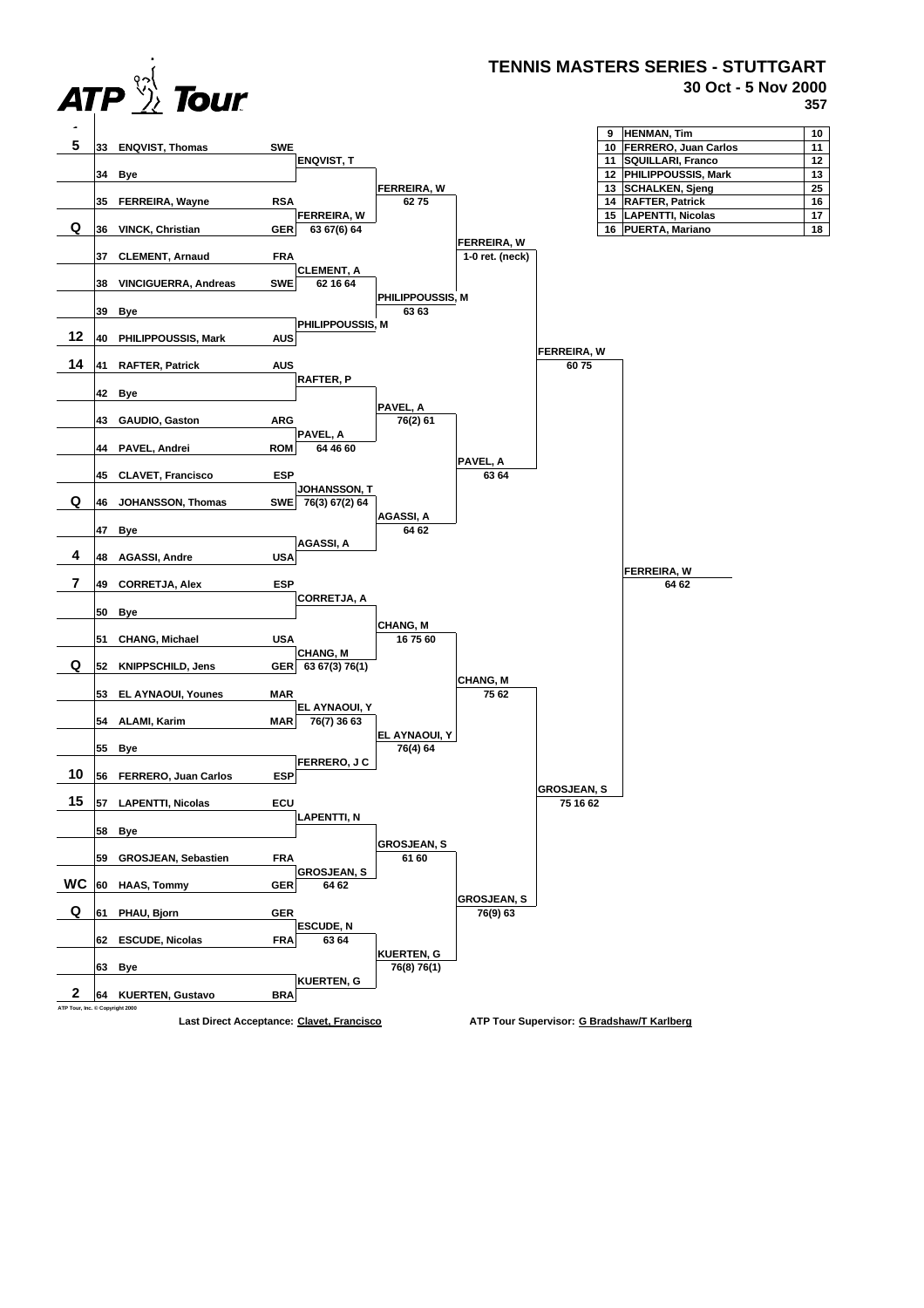## TENNIS MASTERS SERIES - STUTTGART

**30 Oct - 5 Nov 2000**

**357**

| Seed | No. | Player | Country | Round 2 | Round 3 | Quarterfinals | Semifinals | Final |
|---|---|---|---|---|---|---|---|---|
| 5 | 33 | ENQVIST, Thomas | SWE | ENQVIST, T | FERREIRA, W 62 75 | FERREIRA, W 1-0 ret. (neck) | FERREIRA, W 60 75 | FERREIRA, W 64 62 |
| | 34 | Bye | | | | | | |
| | 35 | FERREIRA, Wayne | RSA | FERREIRA, W 63 67(6) 64 | | | | |
| Q | 36 | VINCK, Christian | GER | | | | | |
| | 37 | CLEMENT, Arnaud | FRA | CLEMENT, A 62 16 64 | PHILIPPOUSSIS, M 63 63 | | | |
| | 38 | VINCIGUERRA, Andreas | SWE | | | | | |
| | 39 | Bye | | PHILIPPOUSSIS, M | | | | |
| 12 | 40 | PHILIPPOUSSIS, Mark | AUS | | | | | |
| 14 | 41 | RAFTER, Patrick | AUS | RAFTER, P | PAVEL, A 76(2) 61 | PAVEL, A 63 64 | | |
| | 42 | Bye | | | | | | |
| | 43 | GAUDIO, Gaston | ARG | PAVEL, A 64 46 60 | | | | |
| | 44 | PAVEL, Andrei | ROM | | | | | |
| | 45 | CLAVET, Francisco | ESP | JOHANSSON, T 76(3) 67(2) 64 | AGASSI, A 64 62 | | | |
| Q | 46 | JOHANSSON, Thomas | SWE | | | | | |
| | 47 | Bye | | AGASSI, A | | | | |
| 4 | 48 | AGASSI, Andre | USA | | | | | |
| 7 | 49 | CORRETJA, Alex | ESP | CORRETJA, A | CHANG, M 16 75 60 | CHANG, M 75 62 | GROSJEAN, S 75 16 62 | |
| | 50 | Bye | | | | | | |
| | 51 | CHANG, Michael | USA | CHANG, M 63 67(3) 76(1) | | | | |
| Q | 52 | KNIPPSCHILD, Jens | GER | | | | | |
| | 53 | EL AYNAOUI, Younes | MAR | EL AYNAOUI, Y 76(7) 36 63 | EL AYNAOUI, Y 76(4) 64 | | | |
| | 54 | ALAMI, Karim | MAR | | | | | |
| | 55 | Bye | | FERRERO, J C | | | | |
| 10 | 56 | FERRERO, Juan Carlos | ESP | | | | | |
| 15 | 57 | LAPENTTI, Nicolas | ECU | LAPENTTI, N | GROSJEAN, S 61 60 | GROSJEAN, S 76(9) 63 | | |
| | 58 | Bye | | | | | | |
| | 59 | GROSJEAN, Sebastien | FRA | GROSJEAN, S 64 62 | | | | |
| WC | 60 | HAAS, Tommy | GER | | | | | |
| Q | 61 | PHAU, Bjorn | GER | ESCUDE, N 63 64 | KUERTEN, G 76(8) 76(1) | | | |
| | 62 | ESCUDE, Nicolas | FRA | | | | | |
| | 63 | Bye | | KUERTEN, G | | | | |
| 2 | 64 | KUERTEN, Gustavo | BRA | | | | | |

| Seed | Player | Rank |
|---|---|---|
| 9 | HENMAN, Tim | 10 |
| 10 | FERRERO, Juan Carlos | 11 |
| 11 | SQUILLARI, Franco | 12 |
| 12 | PHILIPPOUSSIS, Mark | 13 |
| 13 | SCHALKEN, Sjeng | 25 |
| 14 | RAFTER, Patrick | 16 |
| 15 | LAPENTTI, Nicolas | 17 |
| 16 | PUERTA, Mariano | 18 |

ATP Tour, Inc. © Copyright 2000

Last Direct Acceptance: Clavet, Francisco

ATP Tour Supervisor: G Bradshaw/T Karlberg